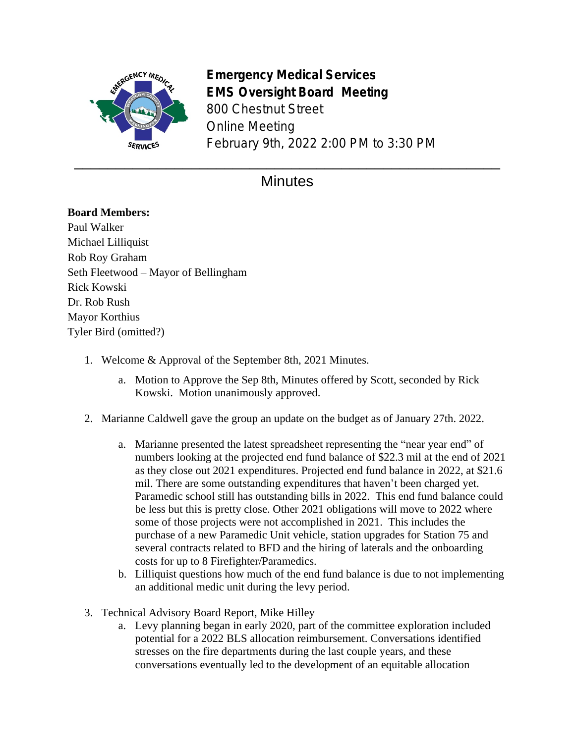**Emergency Medical Services**
**EMS Oversight Board Meeting**
800 Chestnut Street
Online Meeting
February 9th, 2022 2:00 PM to 3:30 PM

# Minutes

**Board Members:**
Paul Walker
Michael Lilliquist
Rob Roy Graham
Seth Fleetwood – Mayor of Bellingham
Rick Kowski
Dr. Rob Rush
Mayor Korthius
Tyler Bird (omitted?)

1. Welcome & Approval of the September 8th, 2021 Minutes.
   a. Motion to Approve the Sep 8th, Minutes offered by Scott, seconded by Rick Kowski. Motion unanimously approved.
2. Marianne Caldwell gave the group an update on the budget as of January 27th. 2022.
   a. Marianne presented the latest spreadsheet representing the "near year end" of numbers looking at the projected end fund balance of $22.3 mil at the end of 2021 as they close out 2021 expenditures. Projected end fund balance in 2022, at $21.6 mil. There are some outstanding expenditures that haven't been charged yet. Paramedic school still has outstanding bills in 2022. This end fund balance could be less but this is pretty close. Other 2021 obligations will move to 2022 where some of those projects were not accomplished in 2021. This includes the purchase of a new Paramedic Unit vehicle, station upgrades for Station 75 and several contracts related to BFD and the hiring of laterals and the onboarding costs for up to 8 Firefighter/Paramedics.
   b. Lilliquist questions how much of the end fund balance is due to not implementing an additional medic unit during the levy period.
3. Technical Advisory Board Report, Mike Hilley
   a. Levy planning began in early 2020, part of the committee exploration included potential for a 2022 BLS allocation reimbursement. Conversations identified stresses on the fire departments during the last couple years, and these conversations eventually led to the development of an equitable allocation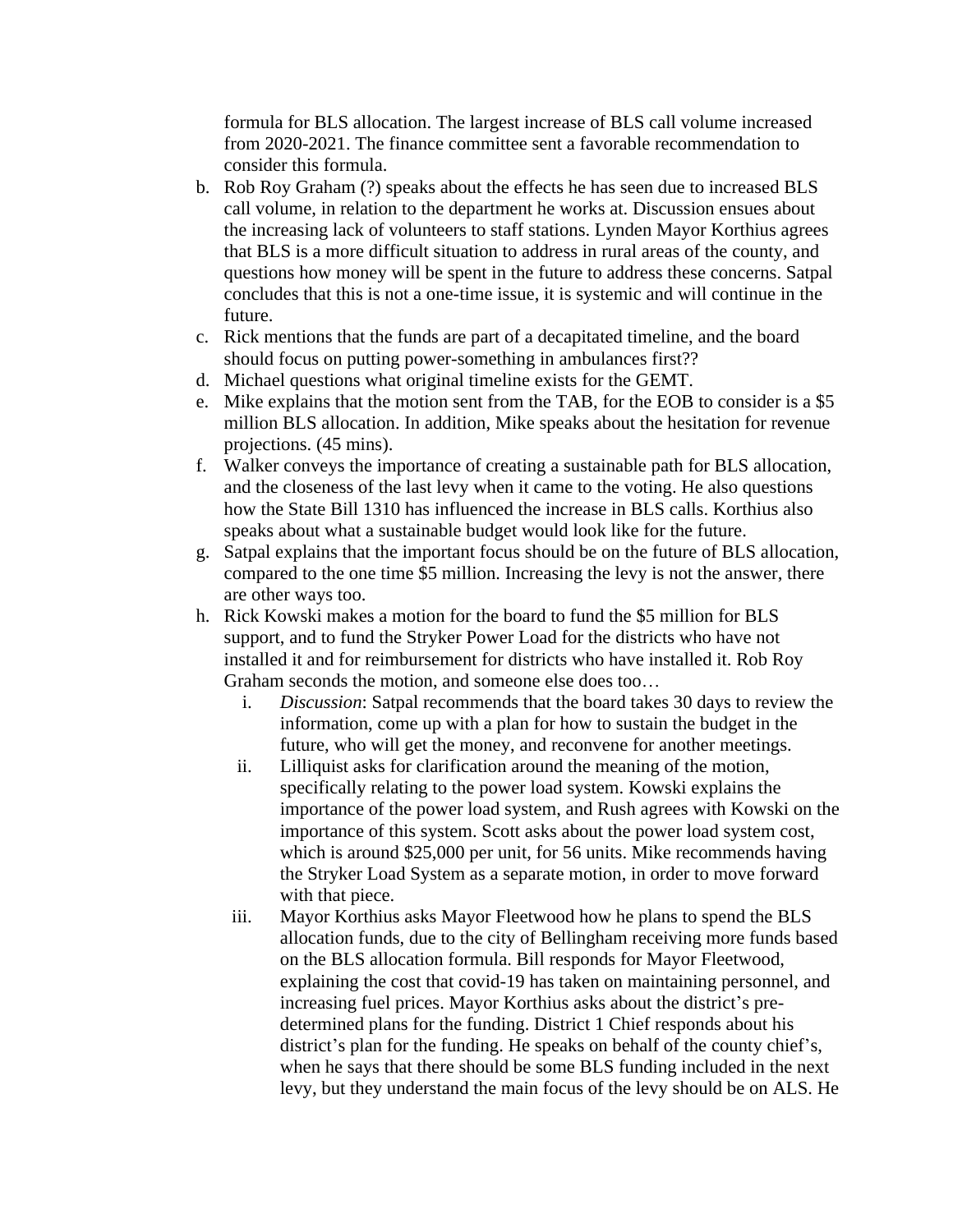formula for BLS allocation. The largest increase of BLS call volume increased from 2020-2021. The finance committee sent a favorable recommendation to consider this formula.

b. Rob Roy Graham (?) speaks about the effects he has seen due to increased BLS call volume, in relation to the department he works at. Discussion ensues about the increasing lack of volunteers to staff stations. Lynden Mayor Korthius agrees that BLS is a more difficult situation to address in rural areas of the county, and questions how money will be spent in the future to address these concerns. Satpal concludes that this is not a one-time issue, it is systemic and will continue in the future.
c. Rick mentions that the funds are part of a decapitated timeline, and the board should focus on putting power-something in ambulances first??
d. Michael questions what original timeline exists for the GEMT.
e. Mike explains that the motion sent from the TAB, for the EOB to consider is a $5 million BLS allocation. In addition, Mike speaks about the hesitation for revenue projections. (45 mins).
f. Walker conveys the importance of creating a sustainable path for BLS allocation, and the closeness of the last levy when it came to the voting. He also questions how the State Bill 1310 has influenced the increase in BLS calls. Korthius also speaks about what a sustainable budget would look like for the future.
g. Satpal explains that the important focus should be on the future of BLS allocation, compared to the one time $5 million. Increasing the levy is not the answer, there are other ways too.
h. Rick Kowski makes a motion for the board to fund the $5 million for BLS support, and to fund the Stryker Power Load for the districts who have not installed it and for reimbursement for districts who have installed it. Rob Roy Graham seconds the motion, and someone else does too…
    i. *Discussion*: Satpal recommends that the board takes 30 days to review the information, come up with a plan for how to sustain the budget in the future, who will get the money, and reconvene for another meetings.
    ii. Lilliquist asks for clarification around the meaning of the motion, specifically relating to the power load system. Kowski explains the importance of the power load system, and Rush agrees with Kowski on the importance of this system. Scott asks about the power load system cost, which is around $25,000 per unit, for 56 units. Mike recommends having the Stryker Load System as a separate motion, in order to move forward with that piece.
    iii. Mayor Korthius asks Mayor Fleetwood how he plans to spend the BLS allocation funds, due to the city of Bellingham receiving more funds based on the BLS allocation formula. Bill responds for Mayor Fleetwood, explaining the cost that covid-19 has taken on maintaining personnel, and increasing fuel prices. Mayor Korthius asks about the district's pre-determined plans for the funding. District 1 Chief responds about his district's plan for the funding. He speaks on behalf of the county chief's, when he says that there should be some BLS funding included in the next levy, but they understand the main focus of the levy should be on ALS. He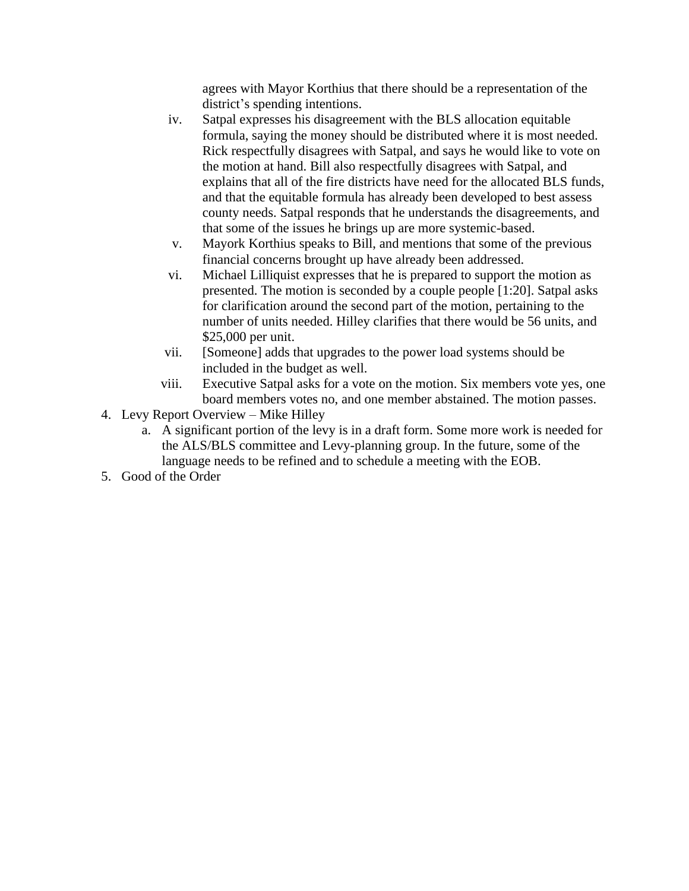agrees with Mayor Korthius that there should be a representation of the district's spending intentions.

iv. Satpal expresses his disagreement with the BLS allocation equitable formula, saying the money should be distributed where it is most needed. Rick respectfully disagrees with Satpal, and says he would like to vote on the motion at hand. Bill also respectfully disagrees with Satpal, and explains that all of the fire districts have need for the allocated BLS funds, and that the equitable formula has already been developed to best assess county needs. Satpal responds that he understands the disagreements, and that some of the issues he brings up are more systemic-based.

v. Mayork Korthius speaks to Bill, and mentions that some of the previous financial concerns brought up have already been addressed.

vi. Michael Lilliquist expresses that he is prepared to support the motion as presented. The motion is seconded by a couple people [1:20]. Satpal asks for clarification around the second part of the motion, pertaining to the number of units needed. Hilley clarifies that there would be 56 units, and $25,000 per unit.

vii. [Someone] adds that upgrades to the power load systems should be included in the budget as well.

viii. Executive Satpal asks for a vote on the motion. Six members vote yes, one board members votes no, and one member abstained. The motion passes.

4. Levy Report Overview – Mike Hilley
    a. A significant portion of the levy is in a draft form. Some more work is needed for the ALS/BLS committee and Levy-planning group. In the future, some of the language needs to be refined and to schedule a meeting with the EOB.
5. Good of the Order